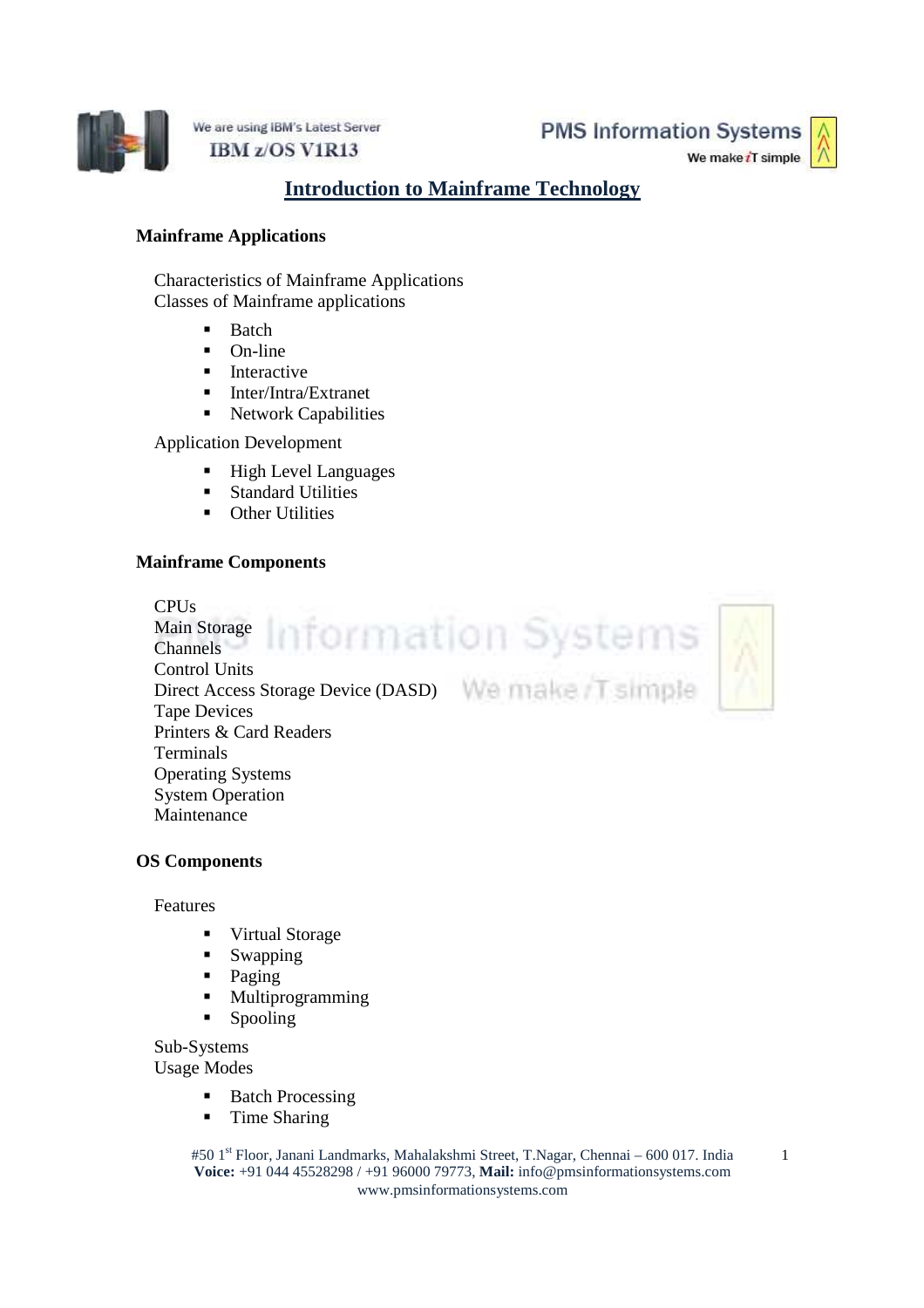# Introduction to Mainframe Technology

## Mainframe Applications

Characteristics of Mainframe Applications

Classes of Mainframe applications

- Batch
- On-line
- Interactive
- Inter/Intra/Extranet
- Network Capabilities

Application Development

- High Level Languages
- Standard Utilities
- Other Utilities

## Mainframe Components

CPUs
Main Storage
Channels
Control Units
Direct Access Storage Device (DASD)
Tape Devices
Printers & Card Readers
Terminals
Operating Systems
System Operation
Maintenance

## OS Components

Features

- Virtual Storage
- Swapping
- Paging
- Multiprogramming
- Spooling

Sub-Systems

Usage Modes

- Batch Processing
- Time Sharing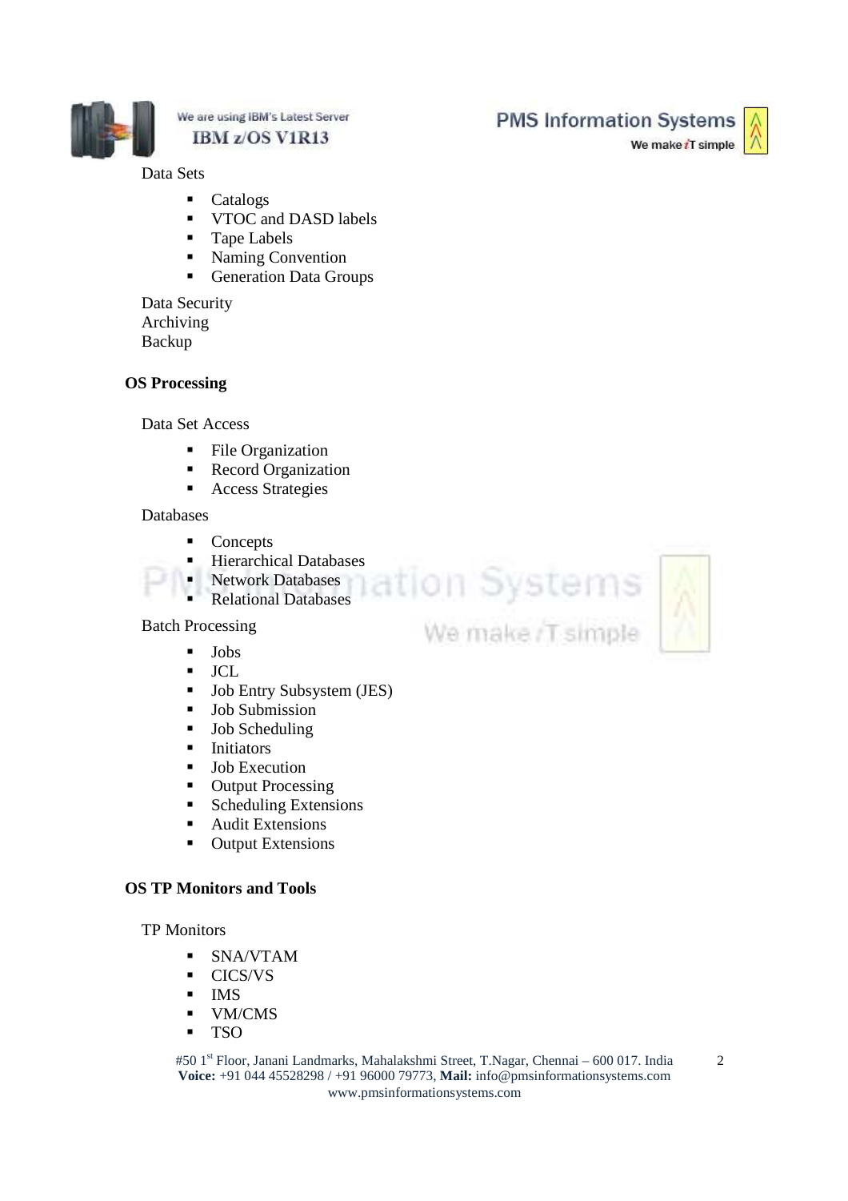Data Sets

- Catalogs
- VTOC and DASD labels
- Tape Labels
- Naming Convention
- Generation Data Groups

Data Security
Archiving
Backup

**OS Processing**

Data Set Access

- File Organization
- Record Organization
- Access Strategies

Databases

- Concepts
- Hierarchical Databases
- Network Databases
- Relational Databases

Batch Processing

- Jobs
- JCL
- Job Entry Subsystem (JES)
- Job Submission
- Job Scheduling
- Initiators
- Job Execution
- Output Processing
- Scheduling Extensions
- Audit Extensions
- Output Extensions

**OS TP Monitors and Tools**

TP Monitors

- SNA/VTAM
- CICS/VS
- IMS
- VM/CMS
- TSO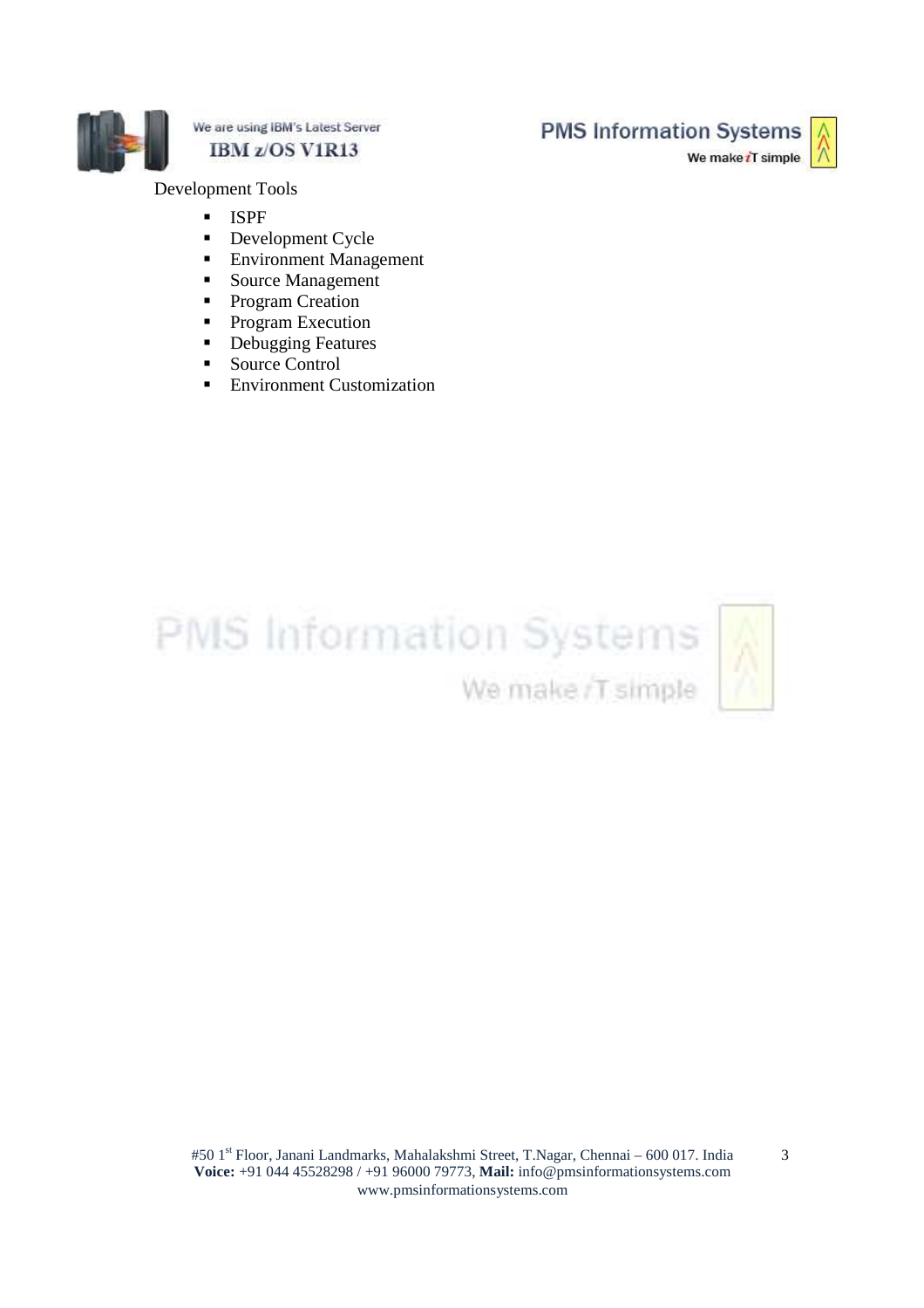Development Tools

- ISPF
- Development Cycle
- Environment Management
- Source Management
- Program Creation
- Program Execution
- Debugging Features
- Source Control
- Environment Customization